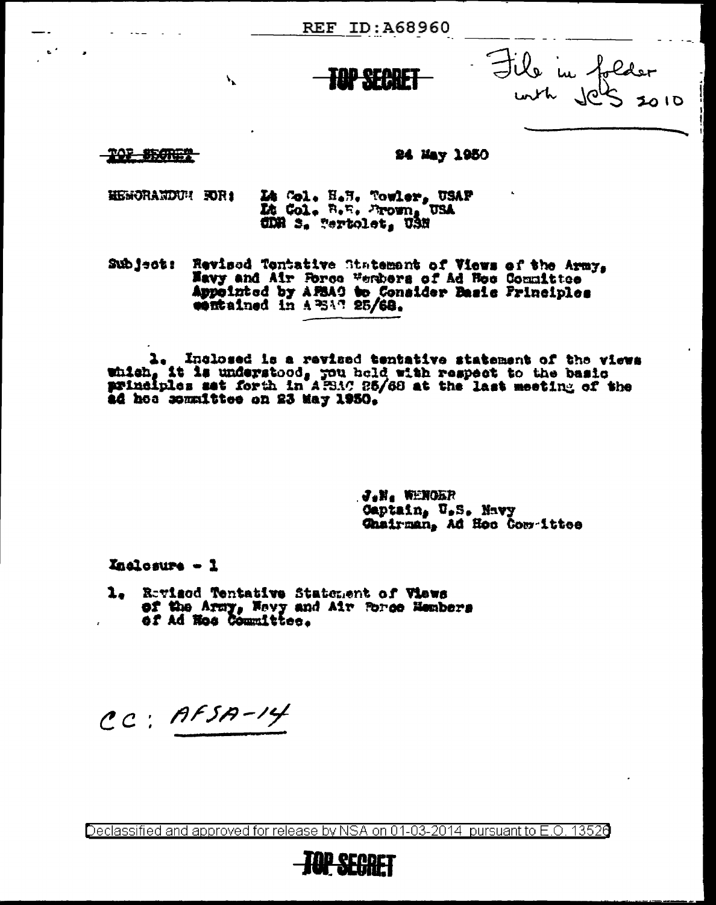REF ID:A68960

TOP SECRET

File in folder with JCS 2010

TOP SECRET

24 May 1950

MEMORANDUM FOR: Lt Col. H.H. Towler, USAF
Lt Col. R.E. Brown, USA
CDR S. Bertolet, USN

Subject: Revised Tentative Statement of Views of the Army, Navy and Air Force Members of Ad Hoc Committee Appointed by AFSAC to Consider Basic Principles contained in AFSAC 25/68.

1. Inclosed is a revised tentative statement of the views which, it is understood, you held with respect to the basic principles set forth in AFSAC 25/68 at the last meeting of the ad hoc committee on 23 May 1950.

J.N. WENGER
Captain, U.S. Navy
Chairman, Ad Hoc Committee

Inclosure - 1

1. Revised Tentative Statement of Views of the Army, Navy and Air Force Members of Ad Hoc Committee.

CC: AFSA-14

Declassified and approved for release by NSA on 01-03-2014 pursuant to E.O. 13526

TOP SECRET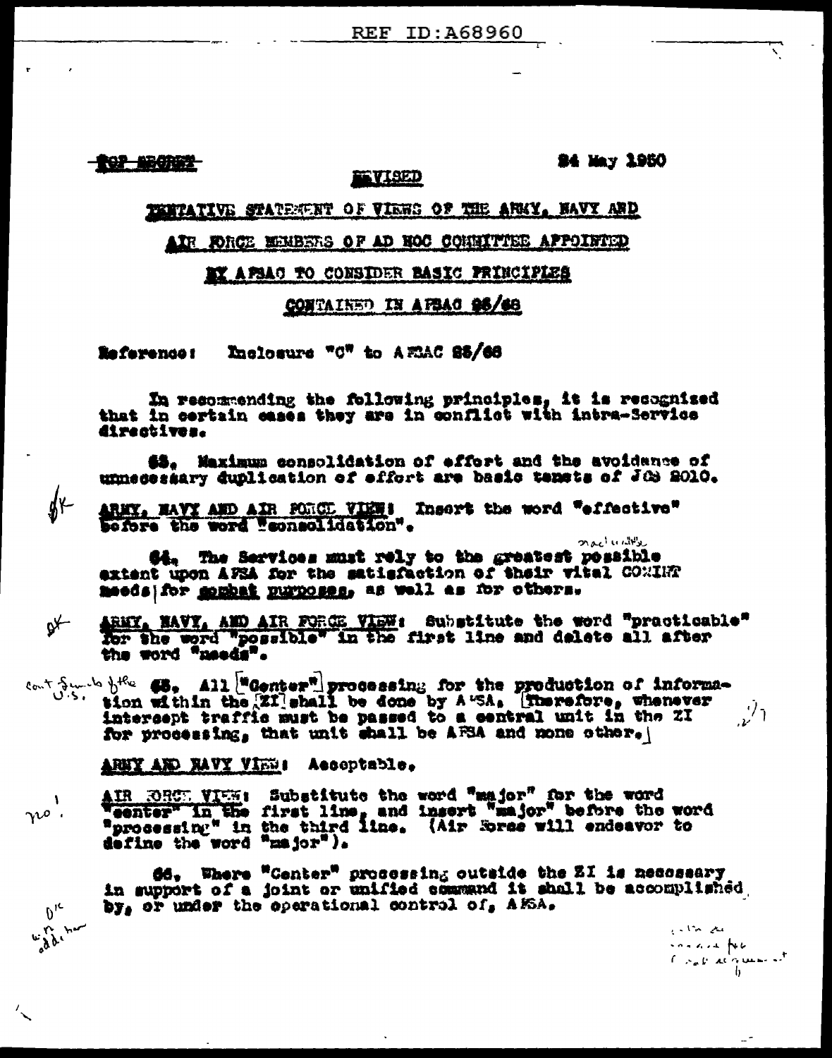REF ID:A68960

~~TOP SECRET~~

24 May 1950

**REVISED**

TENTATIVE STATEMENT OF VIEWS OF THE ARMY, NAVY AND AIR FORCE MEMBERS OF AD HOC COMMITTEE APPOINTED BY AFSAC TO CONSIDER BASIC PRINCIPLES CONTAINED IN AFSAC 96/68

Reference: Inclosure "C" to AFSAC 96/68

In recommending the following principles, it is recognized that in certain cases they are in conflict with intra-Service directives.

63. Maximum consolidation of effort and the avoidance of unnecessary duplication of effort are basic tenets of JCS 2010.

OK

ARMY, NAVY AND AIR FORCE VIEW: Insert the word "effective" before the word "consolidation".

64. The Services must rely to the greatest possible (practicable) extent upon AFSA for the satisfaction of their vital COMINT needs| for combat purposes, as well as for others.

OK

ARMY, NAVY, AND AIR FORCE VIEW: Substitute the word "practicable" for the word "possible" in the first line and delete all after the word "needs".

cont. limits of the U.S.

65. All ["Center"] processing for the production of information within the [ZI] shall be done by AFSA. [Therefore, whenever intercept traffic must be passed to a central unit in the ZI for processing, that unit shall be AFSA and none other.]

ARMY AND NAVY VIEW: Acceptable.

no!

AIR FORCE VIEW: Substitute the word "major" for the word "center" in the first line, and insert "major" before the word "processing" in the third line. (Air Force will endeavor to define the word "major").

66. Where "Center" processing outside the ZI is necessary in support of a joint or unified command it shall be accomplished by, or under the operational control of, AFSA.

OK with addition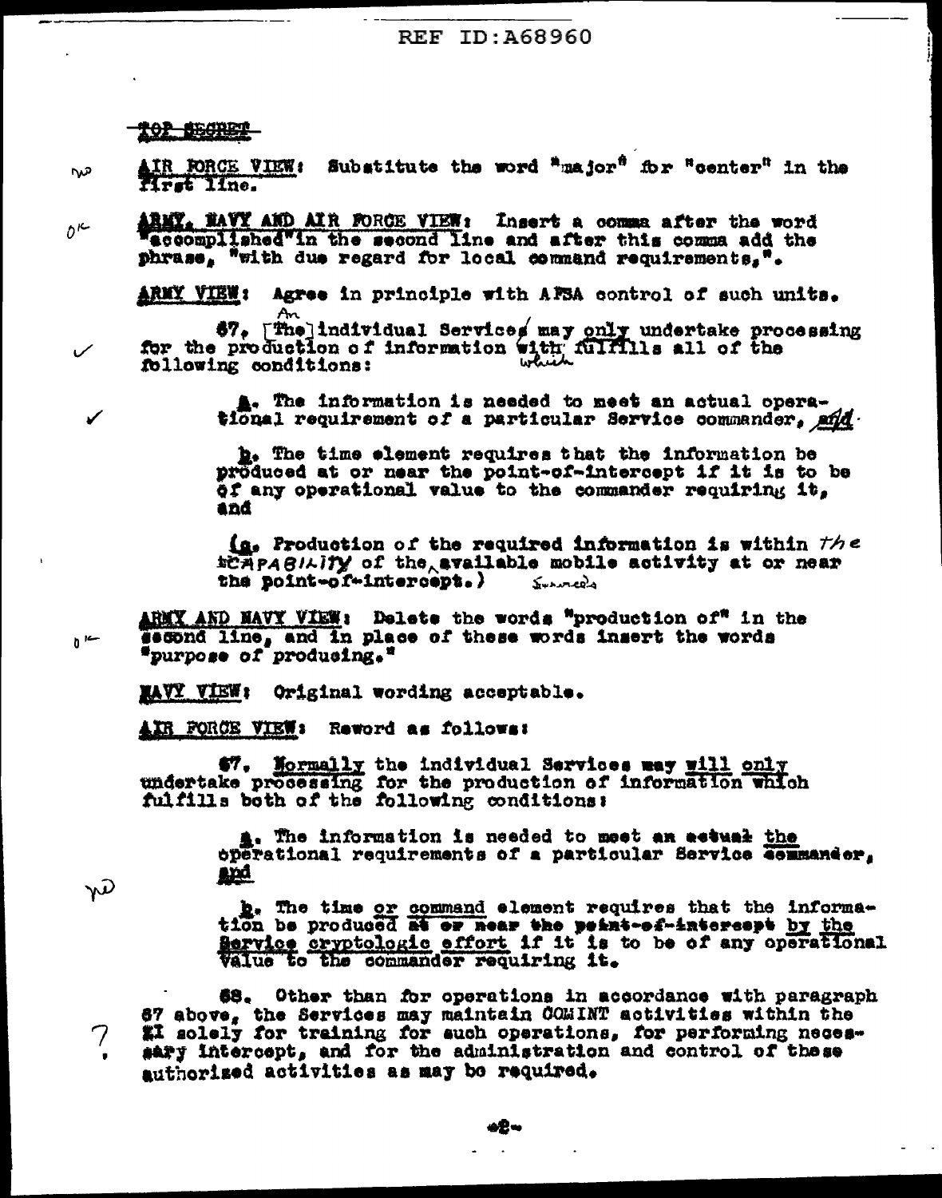TOP SECRET

AIR FORCE VIEW: Substitute the word "major" for "center" in the first line.

ARMY, NAVY AND AIR FORCE VIEW: Insert a comma after the word "accomplished" in the second line and after this comma add the phrase, "with due regard for local command requirements,".

ARMY VIEW: Agree in principle with AFSA control of such units.

67. [The] An individual Services may only undertake processing for the production of information with which fulfills all of the following conditions:

> a. The information is needed to meet an actual operational requirement of a particular Service commander, and
>
> b. The time element requires that the information be produced at or near the point-of-intercept if it is to be of any operational value to the commander requiring it, and
>
> (c. Production of the required information is within the capability of the available mobile activity at or near the point-of-intercept.)

ARMY AND NAVY VIEW: Delete the words "production of" in the second line, and in place of these words insert the words "purpose of producing."

NAVY VIEW: Original wording acceptable.

AIR FORCE VIEW: Reword as follows:

> 67. Normally the individual Services ~~may~~ will only undertake processing for the production of information which fulfills both of the following conditions:
>
> > a. The information is needed to meet ~~an actual~~ the operational requirements of a particular Service commander, and
> >
> > b. The time or command element requires that the information be produced ~~at or near the point-of-intercept~~ by the Service cryptologic effort if it is to be of any operational value to the commander requiring it.

68. Other than for operations in accordance with paragraph 67 above, the Services may maintain COMINT activities within the ZI solely for training for such operations, for performing necessary intercept, and for the administration and control of these authorized activities as may be required.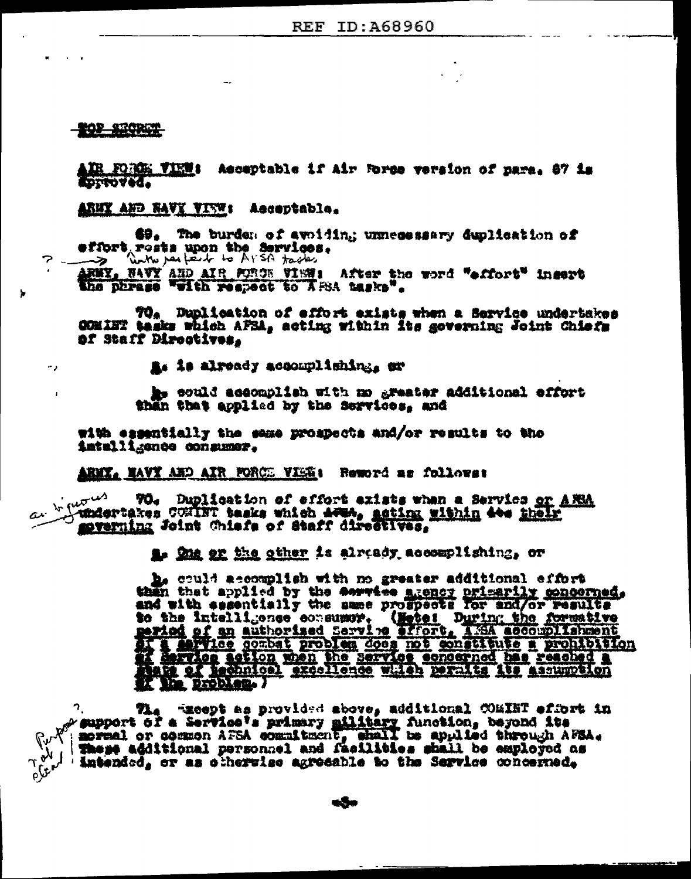TOP SECRET

AIR FORCE VIEW: Acceptable if Air Force version of para. 67 is approved.

ARMY AND NAVY VIEW: Acceptable.

69. The burden of avoiding unnecessary duplication of effort rests upon the Services.

? → with respect to AFSA tasks

ARMY, NAVY AND AIR FORCE VIEW: After the word "effort" insert the phrase "with respect to AFSA tasks".

70. Duplication of effort exists when a Service undertakes COMINT tasks which AFSA, acting within its governing Joint Chiefs of Staff Directives,

a. is already accomplishing, or

b. could accomplish with no greater additional effort than that applied by the Services, and

with essentially the same prospects and/or results to the intelligence consumer.

ARMY, NAVY AND AIR FORCE VIEW: Reword as follows:

a. vigorous

70. Duplication of effort exists when a Service or AFSA undertakes COMINT tasks which ~~AFSA~~, acting within ~~its~~ their governing Joint Chiefs of Staff directives,

a. One or the other is already accomplishing, or

b. could accomplish with no greater additional effort than that applied by the ~~Service~~ agency primarily concerned, and with essentially the same prospects for and/or results to the intelligence consumer. (Note: During the formative period of an authorized Service effort, AFSA accomplishment of a service combat problem does not constitute a prohibition of Service action when the Service concerned has reached a state of technical excellence which permits its assumption of the problem.)

?. Purpose not clear

71. Except as provided above, additional COMINT effort in support of a Service's primary military function, beyond its normal or common AFSA commitment, shall be applied through AFSA. These additional personnel and facilities shall be employed as intended, or as otherwise agreeable to the Service concerned.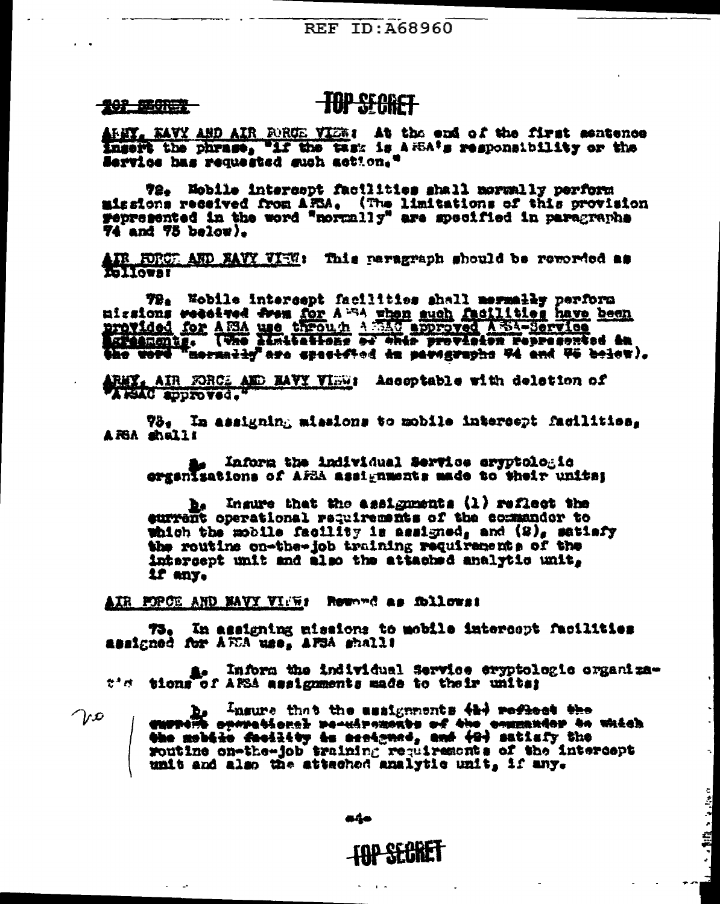ARMY, NAVY AND AIR FORCE VIEW: At the end of the first sentence insert the phrase, "if the task is AFSA's responsibility or the Service has requested such action."

72. Mobile intercept facilities shall normally perform missions received from AFSA. (The limitations of this provision represented in the word "normally" are specified in paragraphs 74 and 75 below).

AIR FORCE AND NAVY VIEW: This paragraph should be reworded as follows:

72. Mobile intercept facilities shall ~~normally~~ perform missions ~~received from~~ for AFSA when such facilities have been provided for AFSA use through AFSAC approved AFSA-Service Agreements. ~~(The limitations of this provision represented in the word "normally" are specified in paragraphs 74 and 75 below).~~

ARMY, AIR FORCE AND NAVY VIEW: Acceptable with deletion of "AFSAC approved."

73. In assigning missions to mobile intercept facilities, AFSA shall:

a. Inform the individual Service cryptologic organizations of AFSA assignments made to their units;

b. Insure that the assignments (1) reflect the current operational requirements of the commander to which the mobile facility is assigned, and (2), satisfy the routine on-the-job training requirements of the intercept unit and also the attached analytic unit, if any.

AIR FORCE AND NAVY VIEW: Reword as follows:

73. In assigning missions to mobile intercept facilities assigned for AFSA use, AFSA shall:

a. Inform the individual Service cryptologic organizations of AFSA assignments made to their units;

b. ~~Insure that the assignments (1) reflect the current operational requirements of the commander to which the mobile facility is assigned, and (2)~~ satisfy the routine on-the-job training requirements of the intercept unit and also the attached analytic unit, if any.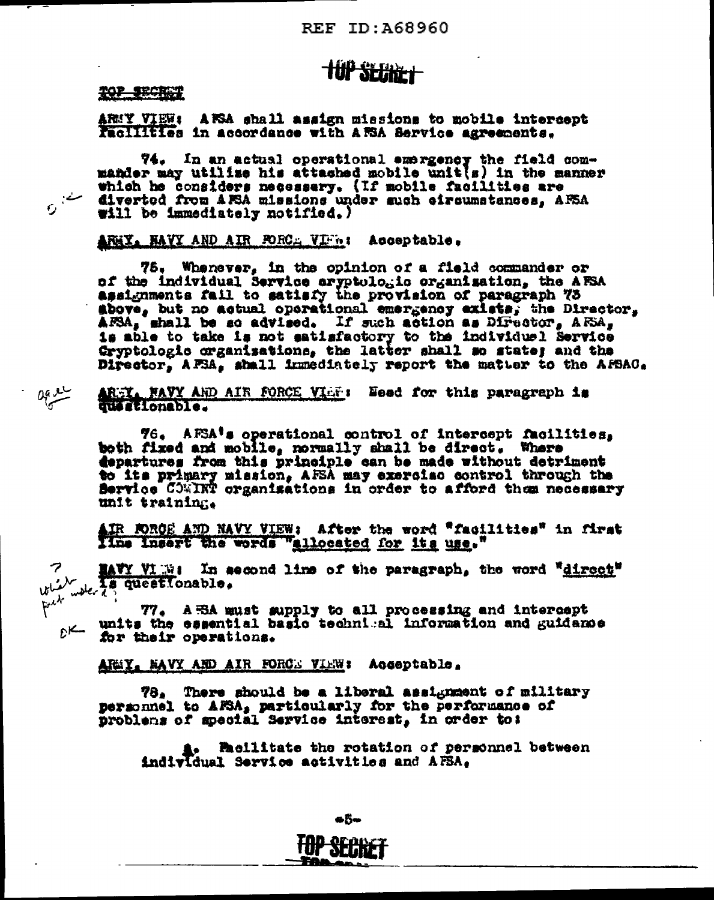TOP SECRET

ARMY VIEW: AFSA shall assign missions to mobile intercept facilities in accordance with AFSA Service agreements.

74. In an actual operational emergency the field commander may utilize his attached mobile unit(s) in the manner which he considers necessary. (If mobile facilities are diverted from AFSA missions under such circumstances, AFSA will be immediately notified.)

ARMY, NAVY AND AIR FORCE VIEW: Acceptable.

75. Whenever, in the opinion of a field commander or of the individual Service cryptologic organization, the AFSA assignments fail to satisfy the provision of paragraph 73 above, but no actual operational emergency exists, the Director, AFSA, shall be so advised. If such action as Director, AFSA, is able to take is not satisfactory to the individual Service Cryptologic organizations, the latter shall so state; and the Director, AFSA, shall immediately report the matter to the AFSAC.

ARMY, NAVY AND AIR FORCE VIEW: Need for this paragraph is questionable.

76. AFSA's operational control of intercept facilities, both fixed and mobile, normally shall be direct. Where departures from this principle can be made without detriment to its primary mission, AFSA may exercise control through the Service COMINT organizations in order to afford them necessary unit training.

AIR FORCE AND NAVY VIEW: After the word "facilities" in first line insert the words "allocated for its use."

NAVY VIEW: In second line of the paragraph, the word "direct" is questionable.

77. AFSA must supply to all processing and intercept units the essential basic technical information and guidance for their operations.

ARMY, NAVY AND AIR FORCE VIEW: Acceptable.

78. There should be a liberal assignment of military personnel to AFSA, particularly for the performance of problems of special Service interest, in order to:

a. Facilitate the rotation of personnel between individual Service activities and AFSA,

TOP SECRET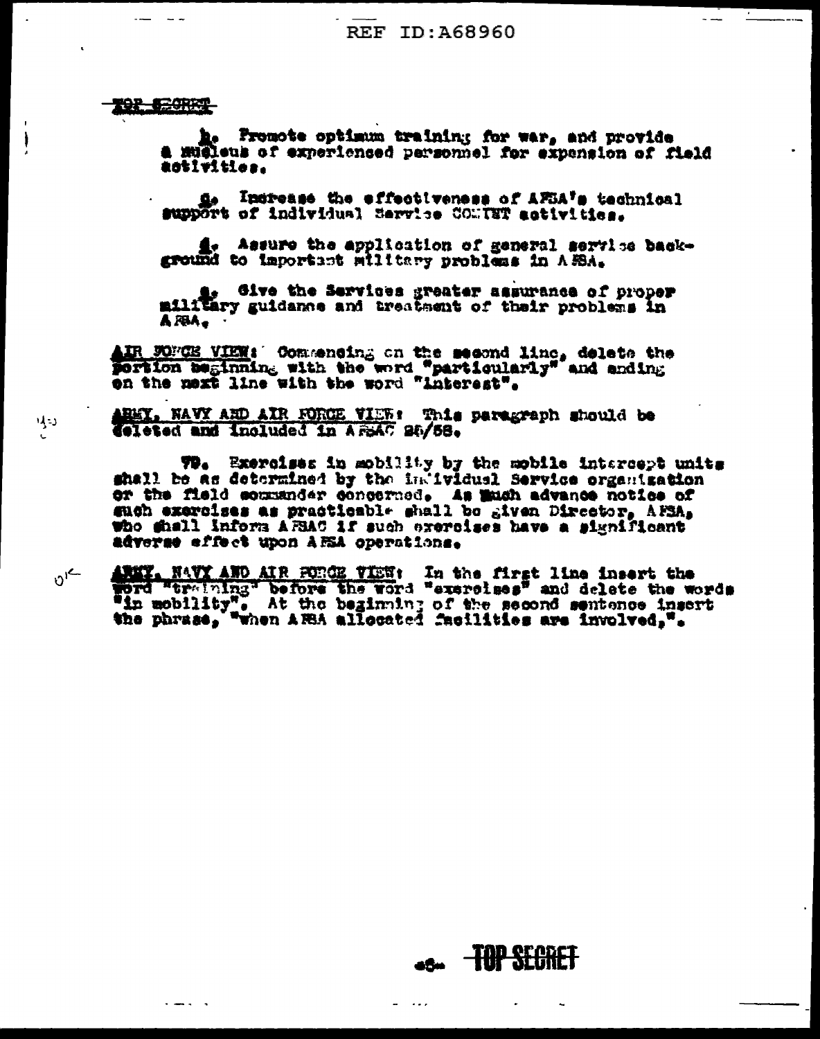REF ID:A68960

TOP SECRET

b. Promote optimum training for war, and provide a nucleus of experienced personnel for expansion of field activities.

c. Increase the effectiveness of AFSA's technical support of individual Service COMINT activities.

d. Assure the application of general service background to important military problems in AFSA.

e. Give the Services greater assurance of proper military guidance and treatment of their problems in AFSA.

AIR FORCE VIEW: Commencing on the second line, delete the portion beginning with the word "particularly" and ending on the next line with the word "interest".

ARMY, NAVY AND AIR FORCE VIEW: This paragraph should be deleted and included in AFSAC 26/58.

79. Exercises in mobility by the mobile intercept units shall be as determined by the individual Service organization or the field commander concerned. As much advance notice of such exercises as practicable shall be given Director, AFSA, who shall inform AFSAC if such exercises have a significant adverse effect upon AFSA operations.

ARMY, NAVY AND AIR FORCE VIEW: In the first line insert the word "training" before the word "exercises" and delete the words "in mobility". At the beginning of the second sentence insert the phrase, "when AFSA allocated facilities are involved,".

TOP SECRET